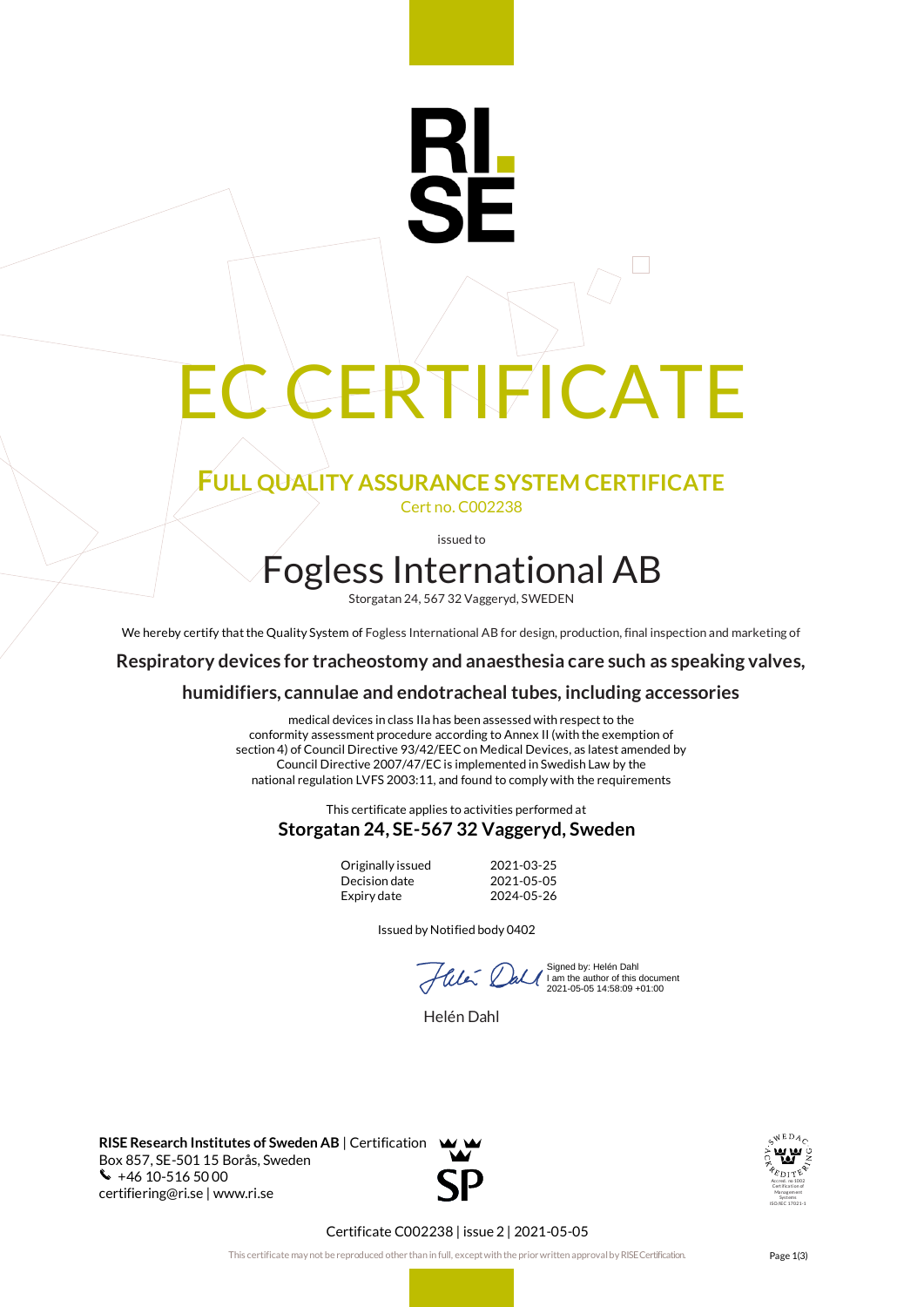# EC CERTIFICATE

## FULL QUALITY ASSURANCE SYSTEM CERTIFICATE

Cert no. C002238

issued to

# Fogless International AB

Storgatan 24, 567 32 Vaggeryd, SWEDEN

We hereby certify that the Quality System of Fogless International AB for design, production, final inspection and marketing of

**Respiratory devices for tracheostomy and anaesthesia care such as speaking valves, humidifiers, cannulae and endotracheal tubes, including accessories**

medical devices in class IIa has been assessed with respect to the conformity assessment procedure according to Annex II (with the exemption of section 4) of Council Directive 93/42/EEC on Medical Devices, as latest amended by Council Directive 2007/47/EC is implemented in Swedish Law by the national regulation LVFS 2003:11, and found to comply with the requirements

This certificate applies to activities performed at

**Storgatan 24, SE-567 32 Vaggeryd, Sweden**

| | |
|---|---|
| Originally issued | 2021-03-25 |
| Decision date | 2021-05-05 |
| Expiry date | 2024-05-26 |

Issued by Notified body 0402

Signed by: Helén Dahl
I am the author of this document
2021-05-05 14:58:09 +01:00

Helén Dahl

**RISE Research Institutes of Sweden AB** | Certification
Box 857, SE-501 15 Borås, Sweden
+46 10-516 50 00
certifiering@ri.se | www.ri.se

Certificate C002238 | issue 2 | 2021-05-05

This certificate may not be reproduced other than in full, except with the prior written approval by RISE Certification.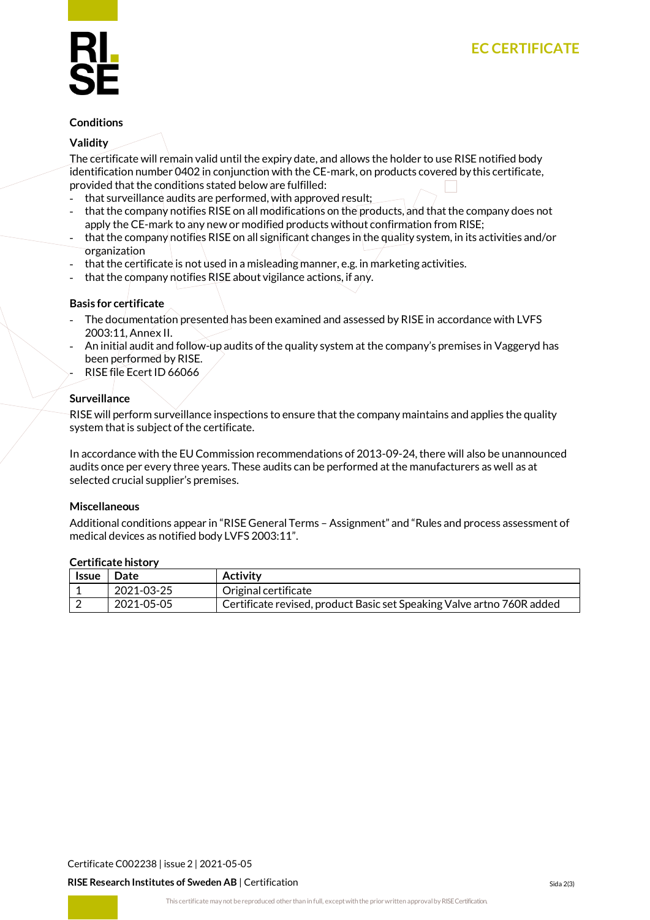## Conditions

### Validity

The certificate will remain valid until the expiry date, and allows the holder to use RISE notified body identification number 0402 in conjunction with the CE-mark, on products covered by this certificate, provided that the conditions stated below are fulfilled:

- that surveillance audits are performed, with approved result;
- that the company notifies RISE on all modifications on the products, and that the company does not apply the CE-mark to any new or modified products without confirmation from RISE;
- that the company notifies RISE on all significant changes in the quality system, in its activities and/or organization
- that the certificate is not used in a misleading manner, e.g. in marketing activities.
- that the company notifies RISE about vigilance actions, if any.

### Basis for certificate

- The documentation presented has been examined and assessed by RISE in accordance with LVFS 2003:11, Annex II.
- An initial audit and follow-up audits of the quality system at the company's premises in Vaggeryd has been performed by RISE.
- RISE file Ecert ID 66066

### Surveillance

RISE will perform surveillance inspections to ensure that the company maintains and applies the quality system that is subject of the certificate.

In accordance with the EU Commission recommendations of 2013-09-24, there will also be unannounced audits once per every three years. These audits can be performed at the manufacturers as well as at selected crucial supplier's premises.

### Miscellaneous

Additional conditions appear in "RISE General Terms – Assignment" and "Rules and process assessment of medical devices as notified body LVFS 2003:11".

### Certificate history

| Issue | Date | Activity |
|---|---|---|
| 1 | 2021-03-25 | Original certificate |
| 2 | 2021-05-05 | Certificate revised, product Basic set Speaking Valve artno 760R added |

Certificate C002238 | issue 2 | 2021-05-05

**RISE Research Institutes of Sweden AB** | Certification

This certificate may not be reproduced other than in full, except with the prior written approval by RISE Certification.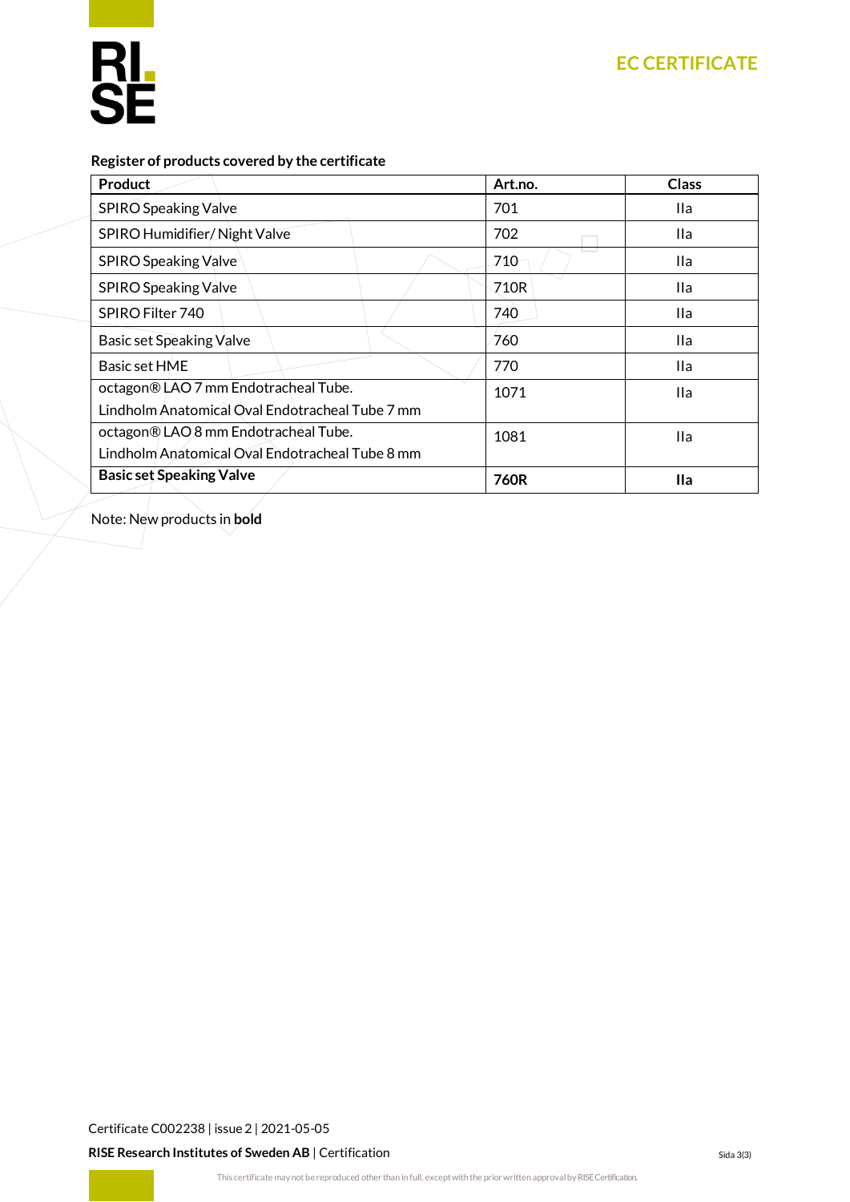RI.
SE

# EC CERTIFICATE

**Register of products covered by the certificate**

| Product | Art.no. | Class |
|---|---|---|
| SPIRO Speaking Valve | 701 | IIa |
| SPIRO Humidifier/ Night Valve | 702 | IIa |
| SPIRO Speaking Valve | 710 | IIa |
| SPIRO Speaking Valve | 710R | IIa |
| SPIRO Filter 740 | 740 | IIa |
| Basic set Speaking Valve | 760 | IIa |
| Basic set HME | 770 | IIa |
| octagon® LAO 7 mm Endotracheal Tube. Lindholm Anatomical Oval Endotracheal Tube 7 mm | 1071 | IIa |
| octagon® LAO 8 mm Endotracheal Tube. Lindholm Anatomical Oval Endotracheal Tube 8 mm | 1081 | IIa |
| **Basic set Speaking Valve** | **760R** | **IIa** |

Note: New products in **bold**

Certificate C002238 | issue 2 | 2021-05-05

**RISE Research Institutes of Sweden AB** | Certification

This certificate may not be reproduced other than in full, except with the prior written approval by RISE Certification.